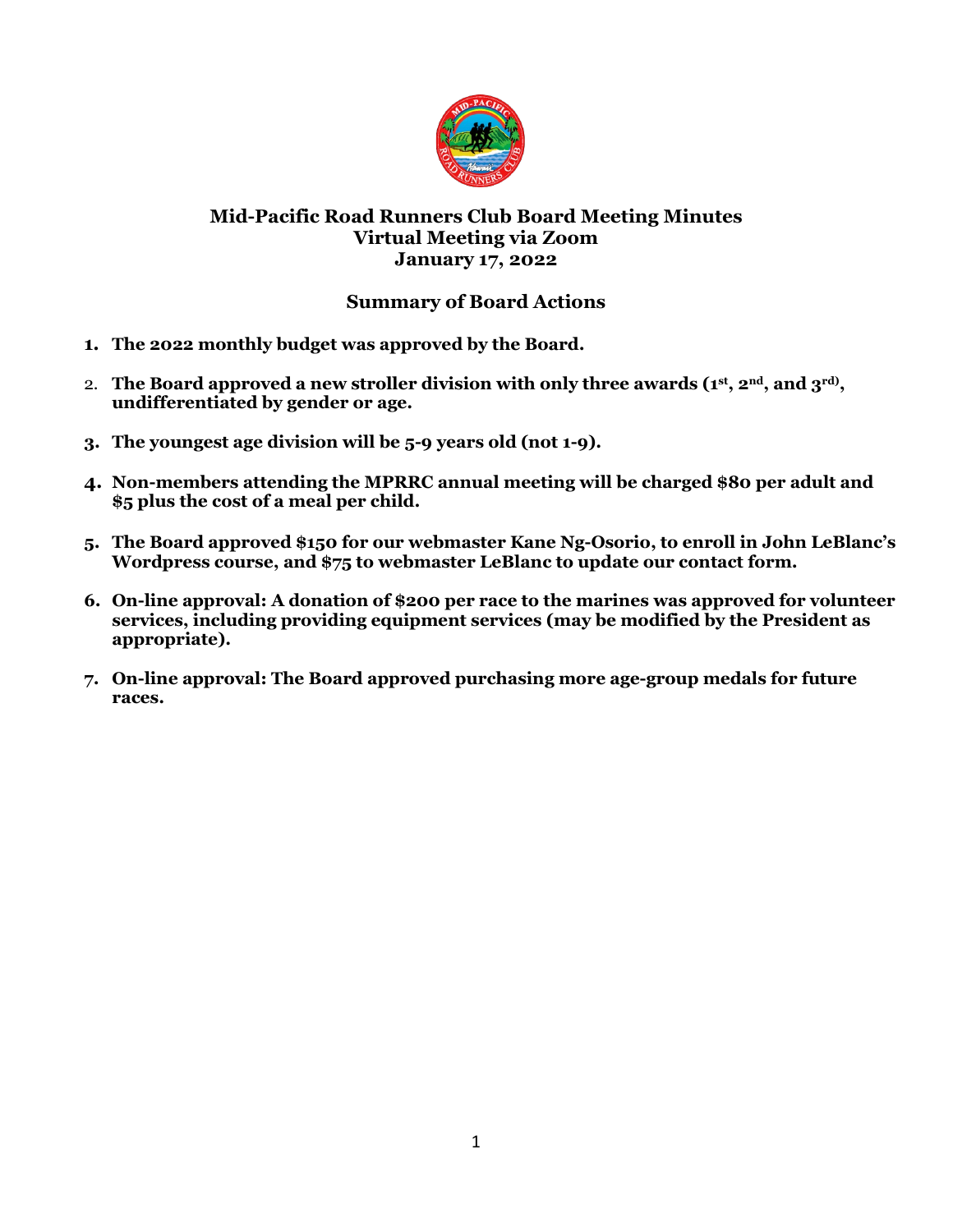# Mid-Pacific Road Runners Club Board Meeting Minutes
## Virtual Meeting via Zoom
## January 17, 2022

## Summary of Board Actions

1. **The 2022 monthly budget was approved by the Board.**
2. **The Board approved a new stroller division with only three awards (1st, 2nd, and 3rd), undifferentiated by gender or age.**
3. **The youngest age division will be 5-9 years old (not 1-9).**
4. **Non-members attending the MPRRC annual meeting will be charged $80 per adult and $5 plus the cost of a meal per child.**
5. **The Board approved $150 for our webmaster Kane Ng-Osorio, to enroll in John LeBlanc's Wordpress course, and $75 to webmaster LeBlanc to update our contact form.**
6. **On-line approval: A donation of $200 per race to the marines was approved for volunteer services, including providing equipment services (may be modified by the President as appropriate).**
7. **On-line approval: The Board approved purchasing more age-group medals for future races.**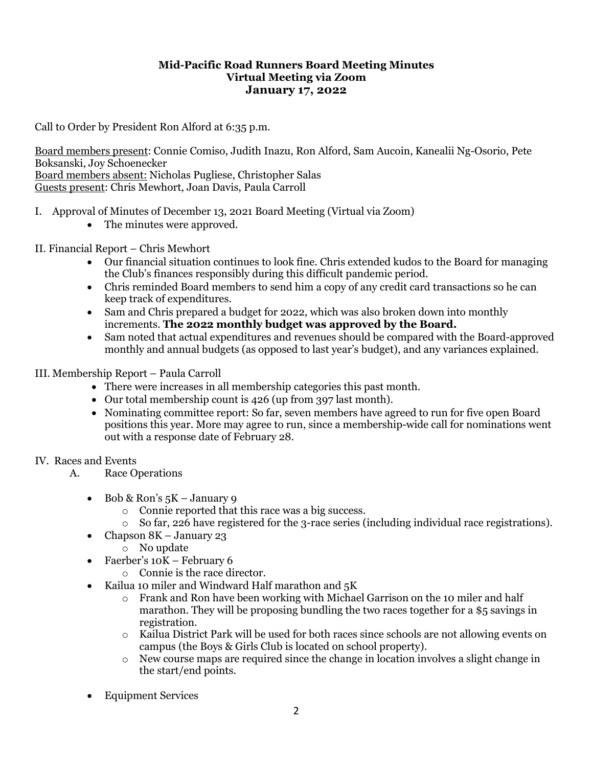**Mid-Pacific Road Runners Board Meeting Minutes**
**Virtual Meeting via Zoom**
**January 17, 2022**

Call to Order by President Ron Alford at 6:35 p.m.

Board members present: Connie Comiso, Judith Inazu, Ron Alford, Sam Aucoin, Kanealii Ng-Osorio, Pete Boksanski, Joy Schoenecker
Board members absent: Nicholas Pugliese, Christopher Salas
Guests present: Chris Mewhort, Joan Davis, Paula Carroll

I. Approval of Minutes of December 13, 2021 Board Meeting (Virtual via Zoom)

- The minutes were approved.

II. Financial Report – Chris Mewhort

- Our financial situation continues to look fine. Chris extended kudos to the Board for managing the Club's finances responsibly during this difficult pandemic period.
- Chris reminded Board members to send him a copy of any credit card transactions so he can keep track of expenditures.
- Sam and Chris prepared a budget for 2022, which was also broken down into monthly increments. **The 2022 monthly budget was approved by the Board.**
- Sam noted that actual expenditures and revenues should be compared with the Board-approved monthly and annual budgets (as opposed to last year's budget), and any variances explained.

III. Membership Report – Paula Carroll

- There were increases in all membership categories this past month.
- Our total membership count is 426 (up from 397 last month).
- Nominating committee report: So far, seven members have agreed to run for five open Board positions this year. More may agree to run, since a membership-wide call for nominations went out with a response date of February 28.

IV. Races and Events

A. Race Operations

- Bob & Ron's 5K – January 9
  - Connie reported that this race was a big success.
  - So far, 226 have registered for the 3-race series (including individual race registrations).
- Chapson 8K – January 23
  - No update
- Faerber's 10K – February 6
  - Connie is the race director.
- Kailua 10 miler and Windward Half marathon and 5K
  - Frank and Ron have been working with Michael Garrison on the 10 miler and half marathon. They will be proposing bundling the two races together for a $5 savings in registration.
  - Kailua District Park will be used for both races since schools are not allowing events on campus (the Boys & Girls Club is located on school property).
  - New course maps are required since the change in location involves a slight change in the start/end points.
- Equipment Services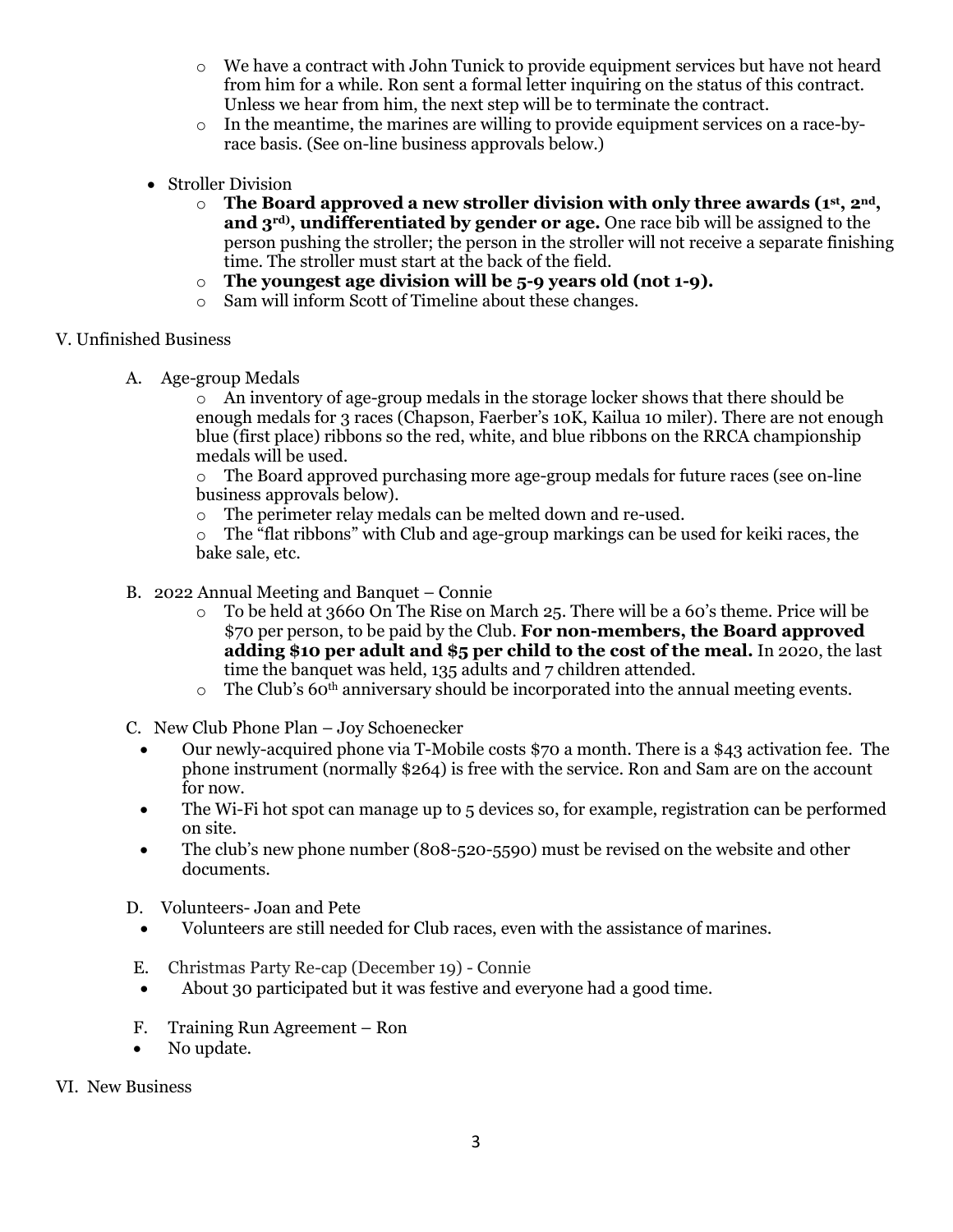- We have a contract with John Tunick to provide equipment services but have not heard from him for a while. Ron sent a formal letter inquiring on the status of this contract. Unless we hear from him, the next step will be to terminate the contract.
- In the meantime, the marines are willing to provide equipment services on a race-by-race basis. (See on-line business approvals below.)

- Stroller Division
  - **The Board approved a new stroller division with only three awards (1st, 2nd, and 3rd), undifferentiated by gender or age.** One race bib will be assigned to the person pushing the stroller; the person in the stroller will not receive a separate finishing time. The stroller must start at the back of the field.
  - **The youngest age division will be 5-9 years old (not 1-9).**
  - Sam will inform Scott of Timeline about these changes.

V. Unfinished Business

A. Age-group Medals

- An inventory of age-group medals in the storage locker shows that there should be enough medals for 3 races (Chapson, Faerber's 10K, Kailua 10 miler). There are not enough blue (first place) ribbons so the red, white, and blue ribbons on the RRCA championship medals will be used.
- The Board approved purchasing more age-group medals for future races (see on-line business approvals below).
- The perimeter relay medals can be melted down and re-used.
- The "flat ribbons" with Club and age-group markings can be used for keiki races, the bake sale, etc.

B. 2022 Annual Meeting and Banquet – Connie

- To be held at 3660 On The Rise on March 25. There will be a 60's theme. Price will be \$70 per person, to be paid by the Club. **For non-members, the Board approved adding \$10 per adult and \$5 per child to the cost of the meal.** In 2020, the last time the banquet was held, 135 adults and 7 children attended.
- The Club's 60th anniversary should be incorporated into the annual meeting events.

C. New Club Phone Plan – Joy Schoenecker

- Our newly-acquired phone via T-Mobile costs \$70 a month. There is a \$43 activation fee. The phone instrument (normally \$264) is free with the service. Ron and Sam are on the account for now.
- The Wi-Fi hot spot can manage up to 5 devices so, for example, registration can be performed on site.
- The club's new phone number (808-520-5590) must be revised on the website and other documents.

D. Volunteers- Joan and Pete

- Volunteers are still needed for Club races, even with the assistance of marines.

E. Christmas Party Re-cap (December 19) - Connie

- About 30 participated but it was festive and everyone had a good time.

F. Training Run Agreement – Ron

- No update.

VI. New Business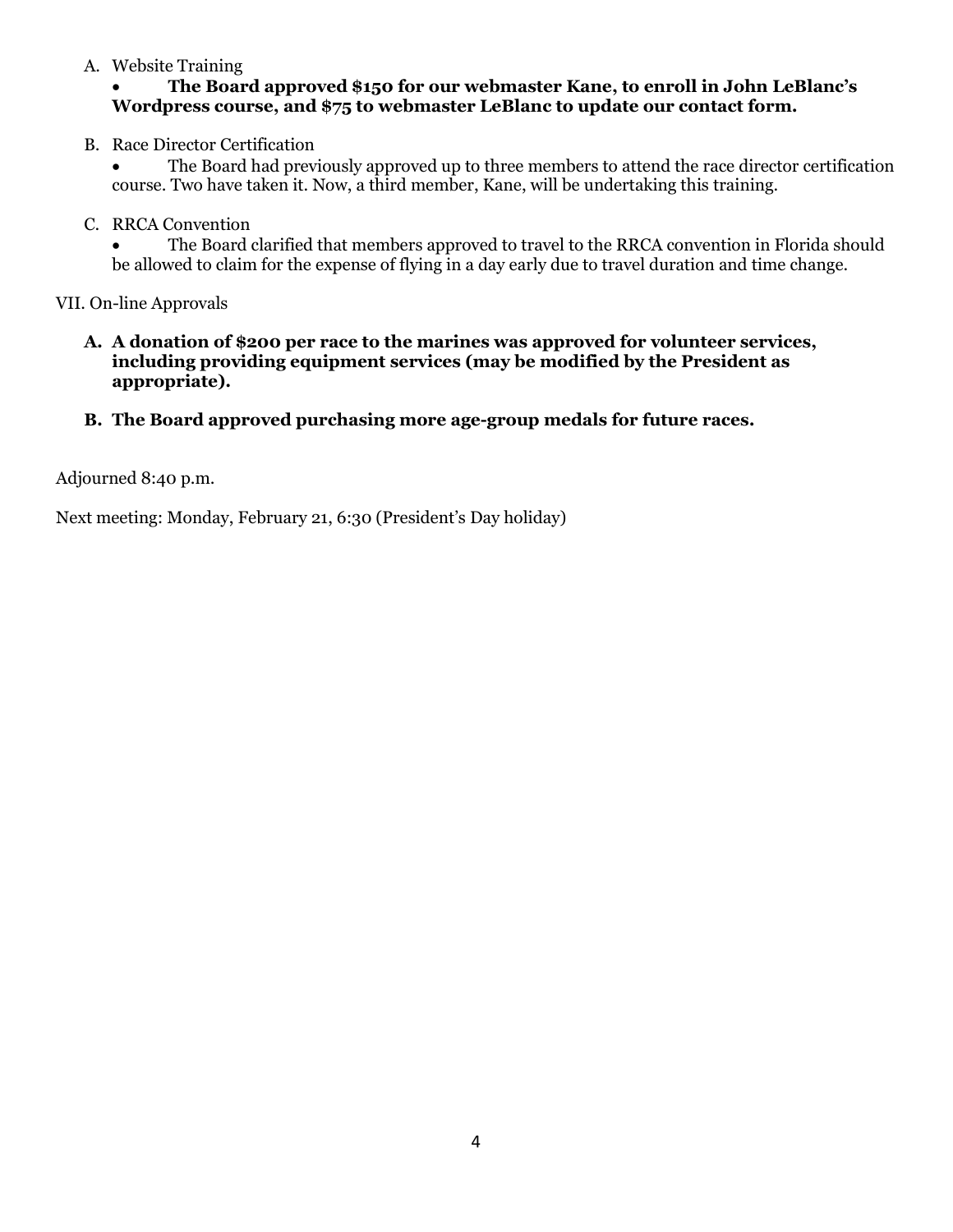A. Website Training

- **The Board approved $150 for our webmaster Kane, to enroll in John LeBlanc's Wordpress course, and $75 to webmaster LeBlanc to update our contact form.**

B. Race Director Certification

- The Board had previously approved up to three members to attend the race director certification course. Two have taken it. Now, a third member, Kane, will be undertaking this training.

C. RRCA Convention

- The Board clarified that members approved to travel to the RRCA convention in Florida should be allowed to claim for the expense of flying in a day early due to travel duration and time change.

VII. On-line Approvals

**A. A donation of $200 per race to the marines was approved for volunteer services, including providing equipment services (may be modified by the President as appropriate).**

**B. The Board approved purchasing more age-group medals for future races.**

Adjourned 8:40 p.m.

Next meeting: Monday, February 21, 6:30 (President's Day holiday)